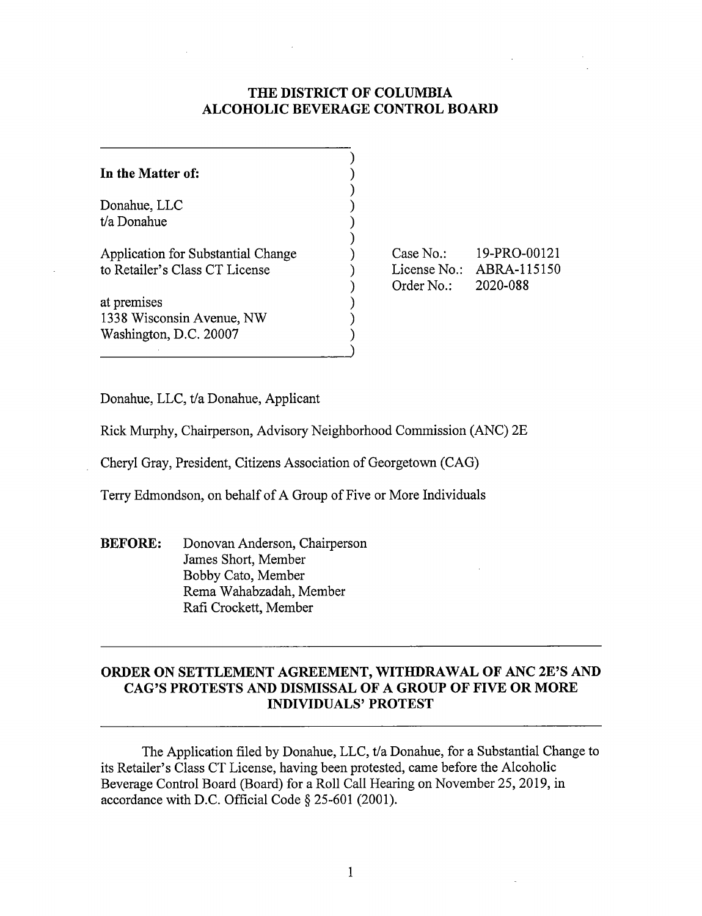# THE DISTRICT OF COLUMBIA
# ALCOHOLIC BEVERAGE CONTROL BOARD

| | |
|---|---|
| **In the Matter of:**<br><br>Donahue, LLC<br>t/a Donahue<br><br>Application for Substantial Change<br>to Retailer's Class CT License<br><br>at premises<br>1338 Wisconsin Avenue, NW<br>Washington, D.C. 20007 | Case No.: 19-PRO-00121<br>License No.: ABRA-115150<br>Order No.: 2020-088 |

Donahue, LLC, t/a Donahue, Applicant

Rick Murphy, Chairperson, Advisory Neighborhood Commission (ANC) 2E

Cheryl Gray, President, Citizens Association of Georgetown (CAG)

Terry Edmondson, on behalf of A Group of Five or More Individuals

**BEFORE:** Donovan Anderson, Chairperson
James Short, Member
Bobby Cato, Member
Rema Wahabzadah, Member
Rafi Crockett, Member

## ORDER ON SETTLEMENT AGREEMENT, WITHDRAWAL OF ANC 2E'S AND CAG'S PROTESTS AND DISMISSAL OF A GROUP OF FIVE OR MORE INDIVIDUALS' PROTEST

The Application filed by Donahue, LLC, t/a Donahue, for a Substantial Change to its Retailer's Class CT License, having been protested, came before the Alcoholic Beverage Control Board (Board) for a Roll Call Hearing on November 25, 2019, in accordance with D.C. Official Code § 25-601 (2001).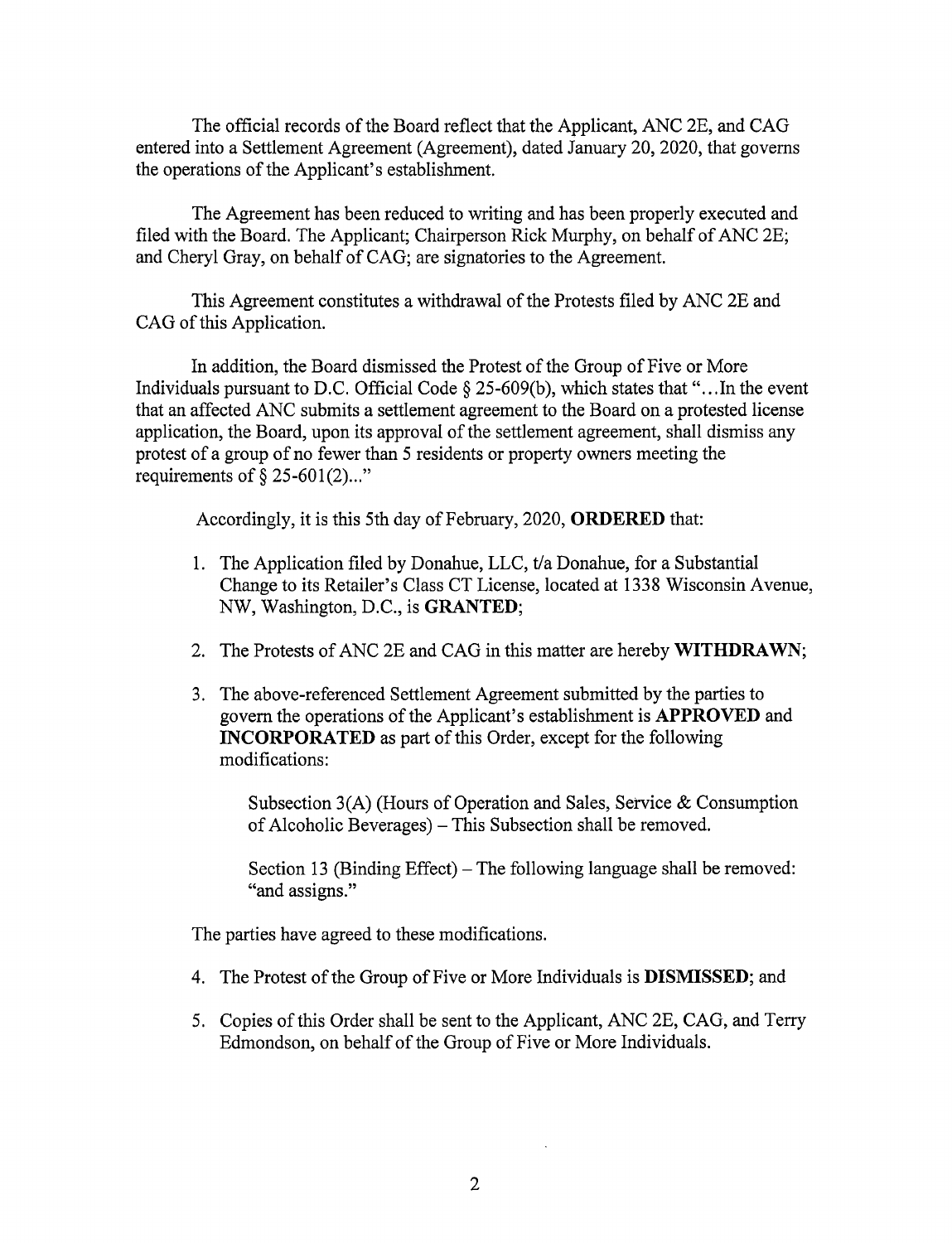The official records of the Board reflect that the Applicant, ANC 2E, and CAG entered into a Settlement Agreement (Agreement), dated January 20, 2020, that governs the operations of the Applicant's establishment.

The Agreement has been reduced to writing and has been properly executed and filed with the Board. The Applicant; Chairperson Rick Murphy, on behalf of ANC 2E; and Cheryl Gray, on behalf of CAG; are signatories to the Agreement.

This Agreement constitutes a withdrawal of the Protests filed by ANC 2E and CAG of this Application.

In addition, the Board dismissed the Protest of the Group of Five or More Individuals pursuant to D.C. Official Code § 25-609(b), which states that "...In the event that an affected ANC submits a settlement agreement to the Board on a protested license application, the Board, upon its approval of the settlement agreement, shall dismiss any protest of a group of no fewer than 5 residents or property owners meeting the requirements of § 25-601(2)..."

Accordingly, it is this 5th day of February, 2020, **ORDERED** that:

1. The Application filed by Donahue, LLC, t/a Donahue, for a Substantial Change to its Retailer's Class CT License, located at 1338 Wisconsin Avenue, NW, Washington, D.C., is **GRANTED**;

2. The Protests of ANC 2E and CAG in this matter are hereby **WITHDRAWN**;

3. The above-referenced Settlement Agreement submitted by the parties to govern the operations of the Applicant's establishment is **APPROVED** and **INCORPORATED** as part of this Order, except for the following modifications:

   Subsection 3(A) (Hours of Operation and Sales, Service & Consumption of Alcoholic Beverages) – This Subsection shall be removed.

   Section 13 (Binding Effect) – The following language shall be removed: "and assigns."

The parties have agreed to these modifications.

4. The Protest of the Group of Five or More Individuals is **DISMISSED**; and

5. Copies of this Order shall be sent to the Applicant, ANC 2E, CAG, and Terry Edmondson, on behalf of the Group of Five or More Individuals.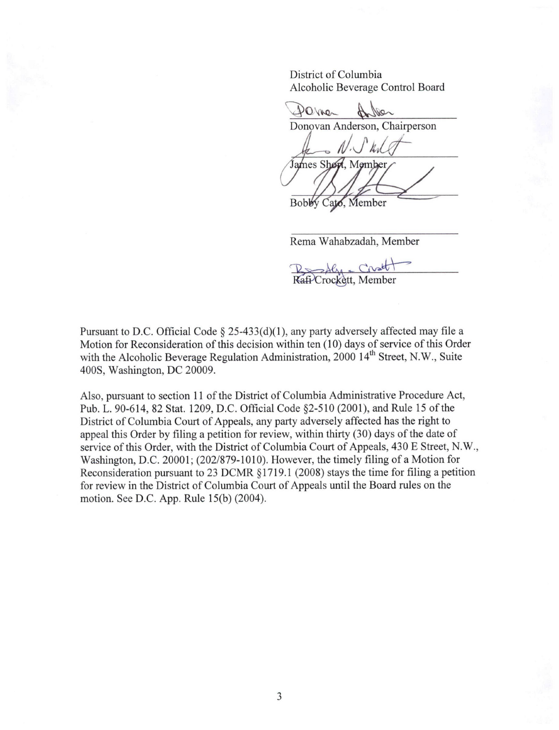District of Columbia
Alcoholic Beverage Control Board

Donovan Anderson, Chairperson

James Short, Member

Bobby Cato, Member

Rema Wahabzadah, Member

Rafi Crockett, Member

Pursuant to D.C. Official Code § 25-433(d)(1), any party adversely affected may file a Motion for Reconsideration of this decision within ten (10) days of service of this Order with the Alcoholic Beverage Regulation Administration, 2000 14th Street, N.W., Suite 400S, Washington, DC 20009.

Also, pursuant to section 11 of the District of Columbia Administrative Procedure Act, Pub. L. 90-614, 82 Stat. 1209, D.C. Official Code §2-510 (2001), and Rule 15 of the District of Columbia Court of Appeals, any party adversely affected has the right to appeal this Order by filing a petition for review, within thirty (30) days of the date of service of this Order, with the District of Columbia Court of Appeals, 430 E Street, N.W., Washington, D.C. 20001; (202/879-1010). However, the timely filing of a Motion for Reconsideration pursuant to 23 DCMR §1719.1 (2008) stays the time for filing a petition for review in the District of Columbia Court of Appeals until the Board rules on the motion. See D.C. App. Rule 15(b) (2004).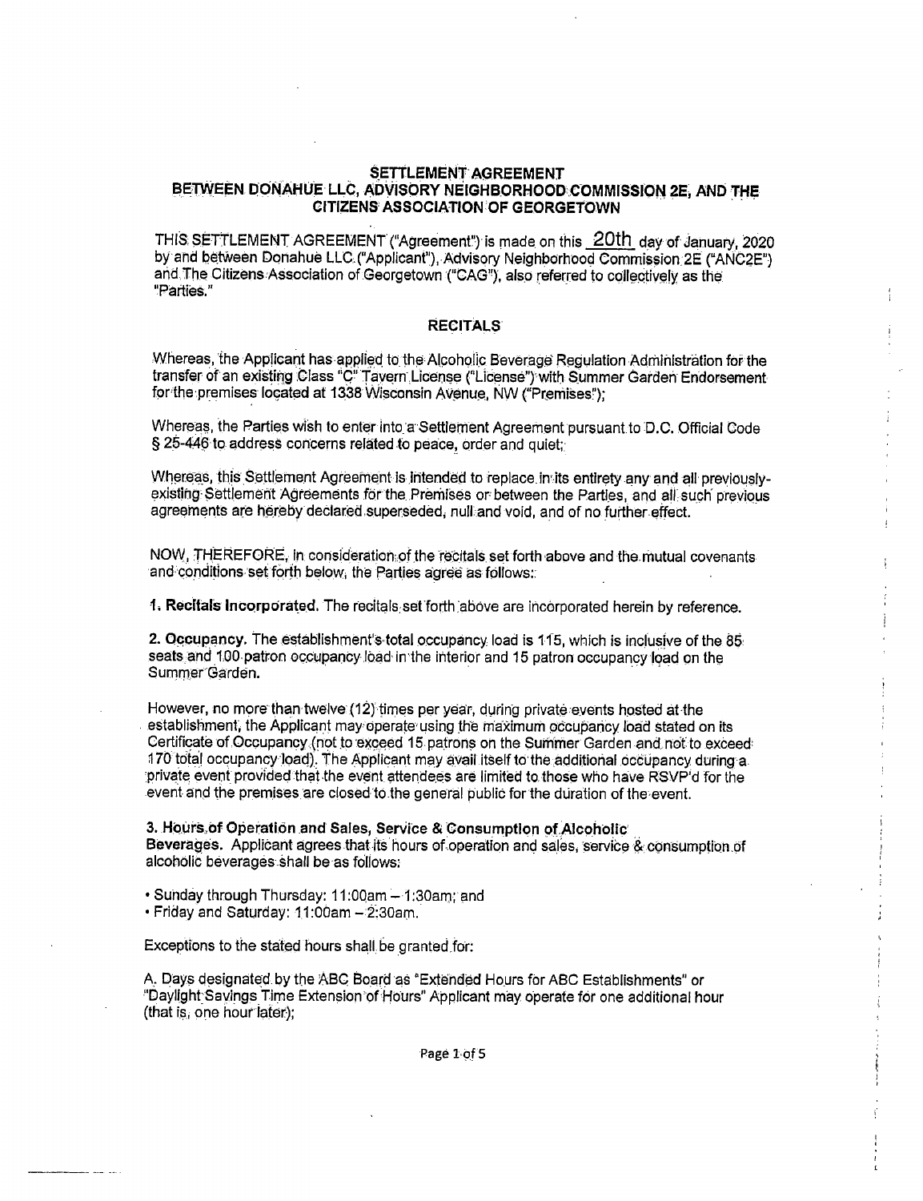## SETTLEMENT AGREEMENT
## BETWEEN DONAHUE LLC, ADVISORY NEIGHBORHOOD COMMISSION 2E, AND THE CITIZENS ASSOCIATION OF GEORGETOWN

THIS SETTLEMENT AGREEMENT ("Agreement") is made on this 20th day of January, 2020 by and between Donahue LLC ("Applicant"), Advisory Neighborhood Commission 2E ("ANC2E") and The Citizens Association of Georgetown ("CAG"), also referred to collectively as the "Parties."

### RECITALS

Whereas, the Applicant has applied to the Alcoholic Beverage Regulation Administration for the transfer of an existing Class "C" Tavern License ("License") with Summer Garden Endorsement for the premises located at 1338 Wisconsin Avenue, NW ("Premises");

Whereas, the Parties wish to enter into a Settlement Agreement pursuant to D.C. Official Code § 25-446 to address concerns related to peace, order and quiet;

Whereas, this Settlement Agreement is intended to replace in its entirety any and all previously-existing Settlement Agreements for the Premises or between the Parties, and all such previous agreements are hereby declared superseded, null and void, and of no further effect.

NOW, THEREFORE, in consideration of the recitals set forth above and the mutual covenants and conditions set forth below, the Parties agree as follows:

**1. Recitals Incorporated.** The recitals set forth above are incorporated herein by reference.

**2. Occupancy.** The establishment's total occupancy load is 115, which is inclusive of the 85 seats and 100 patron occupancy load in the interior and 15 patron occupancy load on the Summer Garden.

However, no more than twelve (12) times per year, during private events hosted at the establishment, the Applicant may operate using the maximum occupancy load stated on its Certificate of Occupancy (not to exceed 15 patrons on the Summer Garden and not to exceed 170 total occupancy load). The Applicant may avail itself to the additional occupancy during a private event provided that the event attendees are limited to those who have RSVP'd for the event and the premises are closed to the general public for the duration of the event.

**3. Hours of Operation and Sales, Service & Consumption of Alcoholic Beverages.** Applicant agrees that its hours of operation and sales, service & consumption of alcoholic beverages shall be as follows:

- Sunday through Thursday: 11:00am – 1:30am; and
- Friday and Saturday: 11:00am – 2:30am.

Exceptions to the stated hours shall be granted for:

A. Days designated by the ABC Board as "Extended Hours for ABC Establishments" or "Daylight Savings Time Extension of Hours" Applicant may operate for one additional hour (that is, one hour later);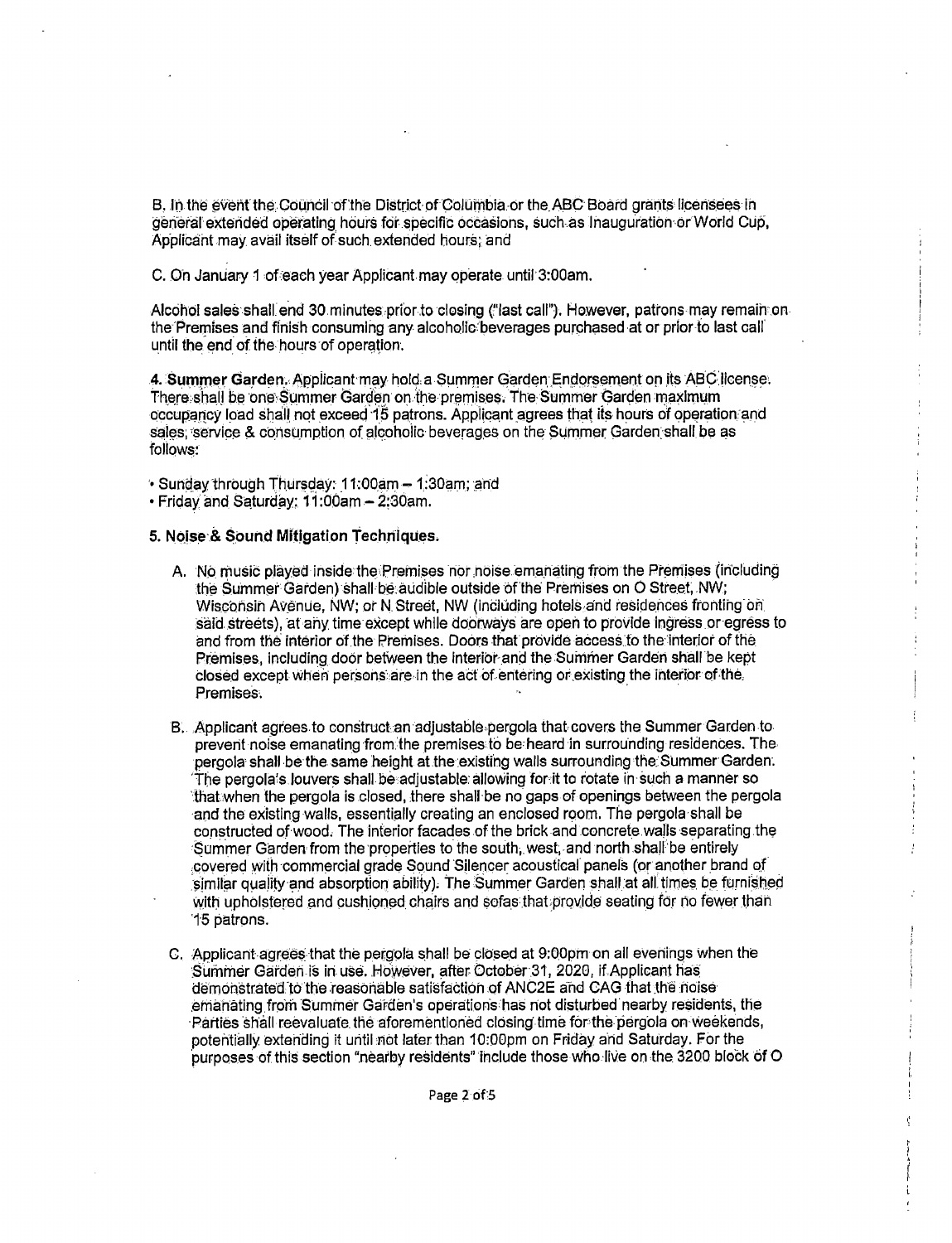B. In the event the Council of the District of Columbia or the ABC Board grants licensees in general extended operating hours for specific occasions, such as Inauguration or World Cup, Applicant may avail itself of such extended hours; and

C. On January 1 of each year Applicant may operate until 3:00am.

Alcohol sales shall end 30 minutes prior to closing ("last call"). However, patrons may remain on the Premises and finish consuming any alcoholic beverages purchased at or prior to last call until the end of the hours of operation.

**4. Summer Garden.** Applicant may hold a Summer Garden Endorsement on its ABC license. There shall be one Summer Garden on the premises. The Summer Garden maximum occupancy load shall not exceed 15 patrons. Applicant agrees that its hours of operation and sales, service & consumption of alcoholic beverages on the Summer Garden shall be as follows:

- Sunday through Thursday: 11:00am – 1:30am; and
- Friday and Saturday: 11:00am – 2:30am.

**5. Noise & Sound Mitigation Techniques.**

A. No music played inside the Premises nor noise emanating from the Premises (including the Summer Garden) shall be audible outside of the Premises on O Street, NW; Wisconsin Avenue, NW; or N Street, NW (including hotels and residences fronting on said streets), at any time except while doorways are open to provide ingress or egress to and from the interior of the Premises. Doors that provide access to the interior of the Premises, including door between the interior and the Summer Garden shall be kept closed except when persons are in the act of entering or existing the interior of the Premises.

B. Applicant agrees to construct an adjustable pergola that covers the Summer Garden to prevent noise emanating from the premises to be heard in surrounding residences. The pergola shall be the same height at the existing walls surrounding the Summer Garden. The pergola's louvers shall be adjustable allowing for it to rotate in such a manner so that when the pergola is closed, there shall be no gaps of openings between the pergola and the existing walls, essentially creating an enclosed room. The pergola shall be constructed of wood. The interior facades of the brick and concrete walls separating the Summer Garden from the properties to the south, west, and north shall be entirely covered with commercial grade Sound Silencer acoustical panels (or another brand of similar quality and absorption ability). The Summer Garden shall at all times be furnished with upholstered and cushioned chairs and sofas that provide seating for no fewer than 15 patrons.

C. Applicant agrees that the pergola shall be closed at 9:00pm on all evenings when the Summer Garden is in use. However, after October 31, 2020, if Applicant has demonstrated to the reasonable satisfaction of ANC2E and CAG that the noise emanating from Summer Garden's operations has not disturbed nearby residents, the Parties shall reevaluate the aforementioned closing time for the pergola on weekends, potentially extending it until not later than 10:00pm on Friday and Saturday. For the purposes of this section "nearby residents" include those who live on the 3200 block of O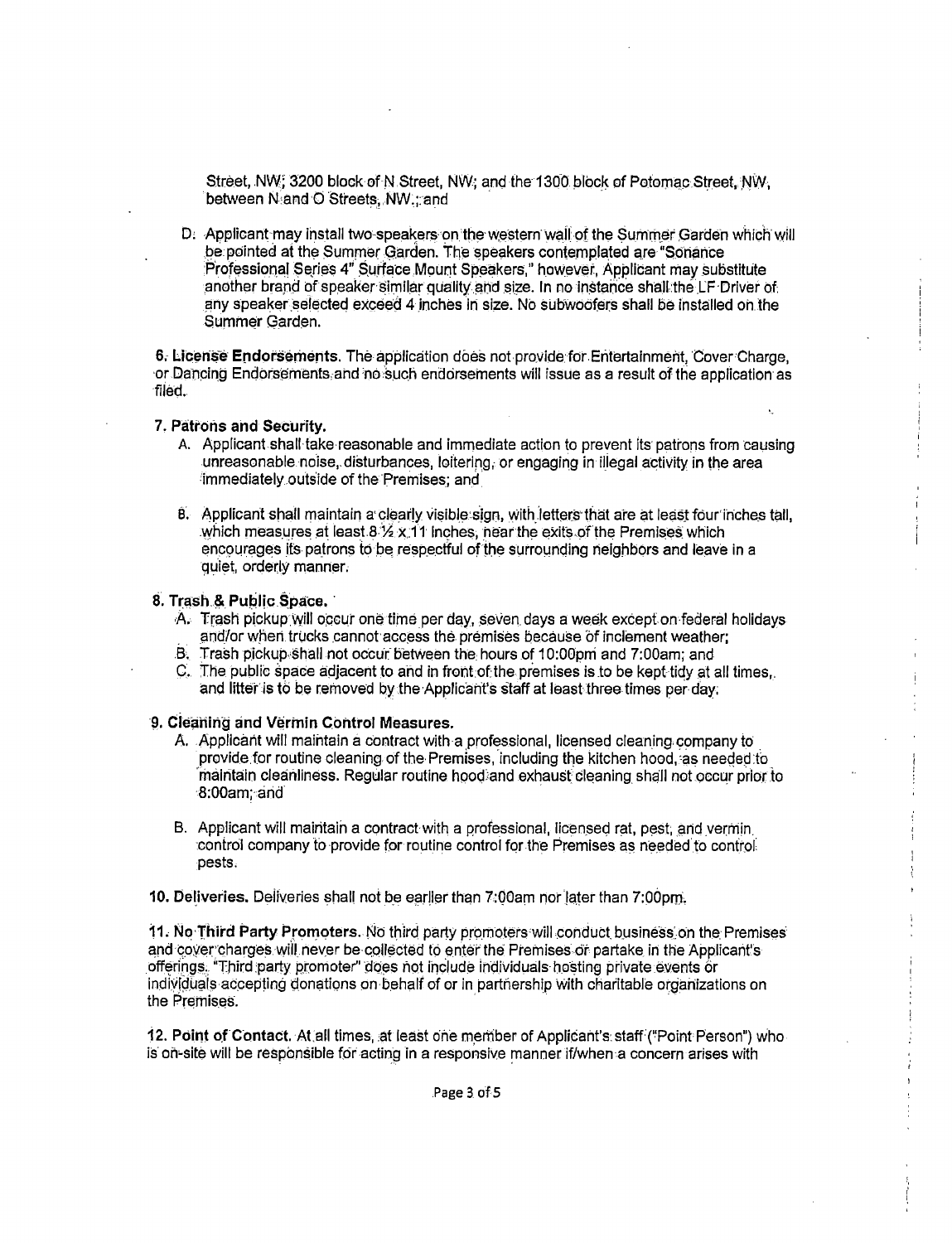Street, NW; 3200 block of N Street, NW; and the 1300 block of Potomac Street, NW, between N and O Streets, NW.; and

D. Applicant may install two speakers on the western wall of the Summer Garden which will be pointed at the Summer Garden. The speakers contemplated are "Sonance Professional Series 4" Surface Mount Speakers," however, Applicant may substitute another brand of speaker similar quality and size. In no instance shall the LF Driver of any speaker selected exceed 4 inches in size. No subwoofers shall be installed on the Summer Garden.

**6. License Endorsements.** The application does not provide for Entertainment, Cover Charge, or Dancing Endorsements and no such endorsements will issue as a result of the application as filed.

**7. Patrons and Security.**

A. Applicant shall take reasonable and immediate action to prevent its patrons from causing unreasonable noise, disturbances, loitering, or engaging in illegal activity in the area immediately outside of the Premises; and

B. Applicant shall maintain a clearly visible sign, with letters that are at least four inches tall, which measures at least 8 ½ x 11 inches, near the exits of the Premises which encourages its patrons to be respectful of the surrounding neighbors and leave in a quiet, orderly manner.

**8. Trash & Public Space.**

A. Trash pickup will occur one time per day, seven days a week except on federal holidays and/or when trucks cannot access the premises because of inclement weather;

B. Trash pickup shall not occur between the hours of 10:00pm and 7:00am; and

C. The public space adjacent to and in front of the premises is to be kept tidy at all times, and litter is to be removed by the Applicant's staff at least three times per day.

**9. Cleaning and Vermin Control Measures.**

A. Applicant will maintain a contract with a professional, licensed cleaning company to provide for routine cleaning of the Premises, including the kitchen hood, as needed to maintain cleanliness. Regular routine hood and exhaust cleaning shall not occur prior to 8:00am; and

B. Applicant will maintain a contract with a professional, licensed rat, pest, and vermin control company to provide for routine control for the Premises as needed to control pests.

**10. Deliveries.** Deliveries shall not be earlier than 7:00am nor later than 7:00pm.

**11. No Third Party Promoters.** No third party promoters will conduct business on the Premises and cover charges will never be collected to enter the Premises or partake in the Applicant's offerings. "Third party promoter" does not include individuals hosting private events or individuals accepting donations on behalf of or in partnership with charitable organizations on the Premises.

**12. Point of Contact.** At all times, at least one member of Applicant's staff ("Point Person") who is on-site will be responsible for acting in a responsive manner if/when a concern arises with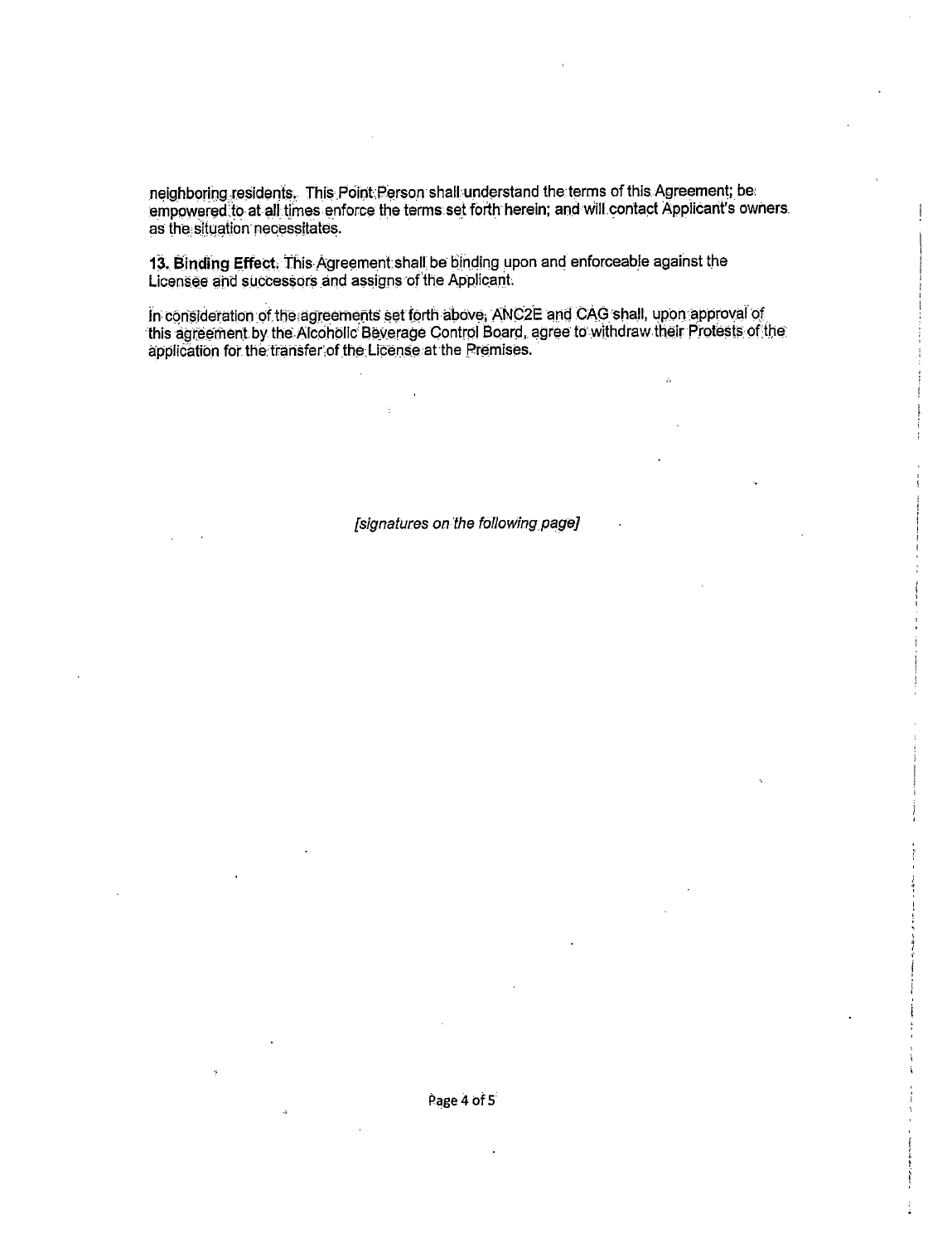neighboring residents. This Point Person shall understand the terms of this Agreement; be empowered to at all times enforce the terms set forth herein; and will contact Applicant's owners as the situation necessitates.

**13. Binding Effect.** This Agreement shall be binding upon and enforceable against the Licensee and successors and assigns of the Applicant.

In consideration of the agreements set forth above, ANC2E and CAG shall, upon approval of this agreement by the Alcoholic Beverage Control Board, agree to withdraw their Protests of the application for the transfer of the License at the Premises.

*[signatures on the following page]*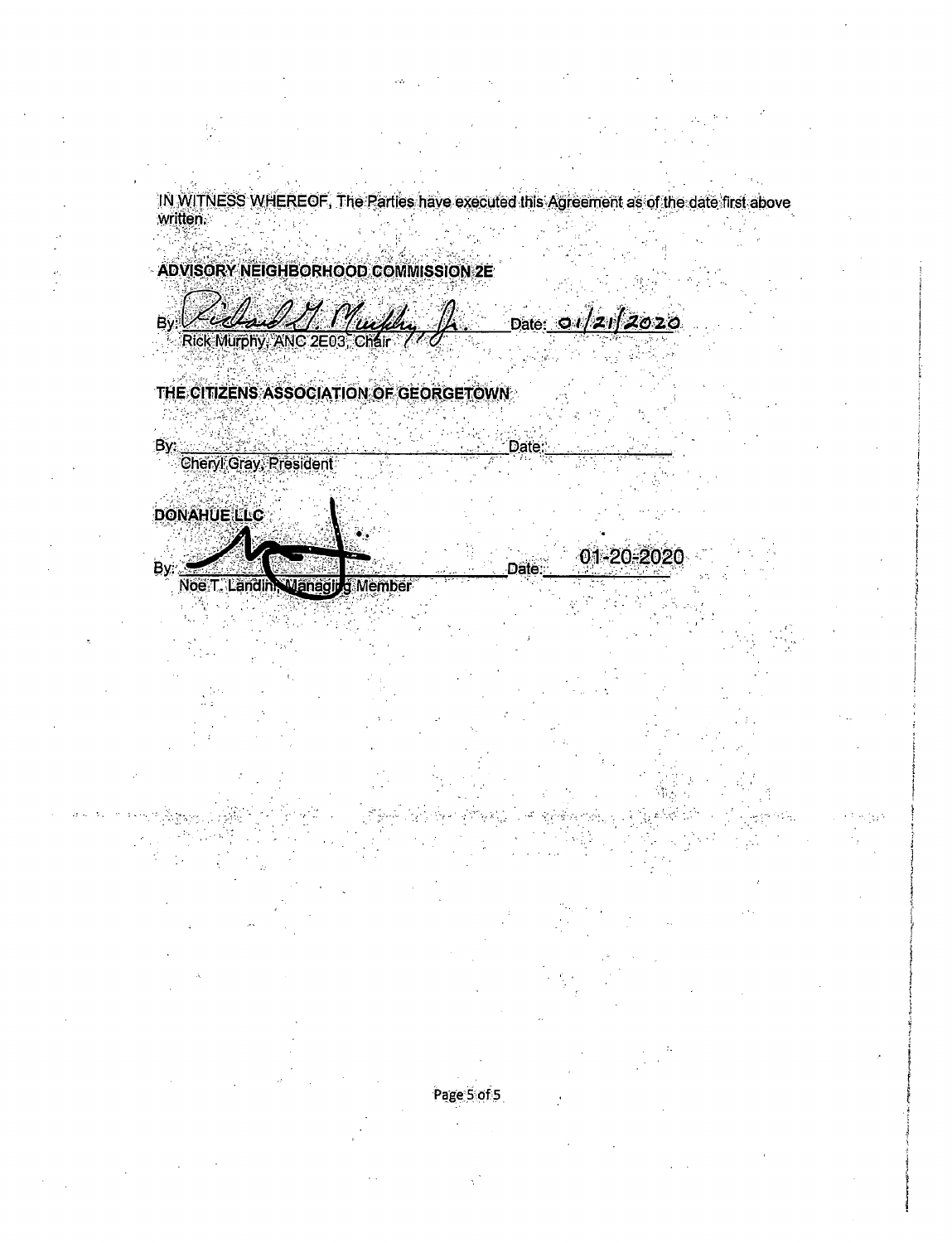IN WITNESS WHEREOF, The Parties have executed this Agreement as of the date first above written.

**ADVISORY NEIGHBORHOOD COMMISSION 2E**

By: Richard T. Murphy, Jr. Date: 01/21/2020
Rick Murphy, ANC 2E03, Chair

**THE CITIZENS ASSOCIATION OF GEORGETOWN**

By:\_\_\_\_\_\_\_\_\_\_\_\_\_\_\_\_\_\_\_\_ Date:\_\_\_\_\_\_\_\_\_\_
Cheryl Gray, President

**DONAHUE LLC**

By:\_\_\_\_\_\_\_\_\_\_\_\_\_\_\_\_\_\_\_\_ Date: 01-20-2020
Noe T. Landini, Managing Member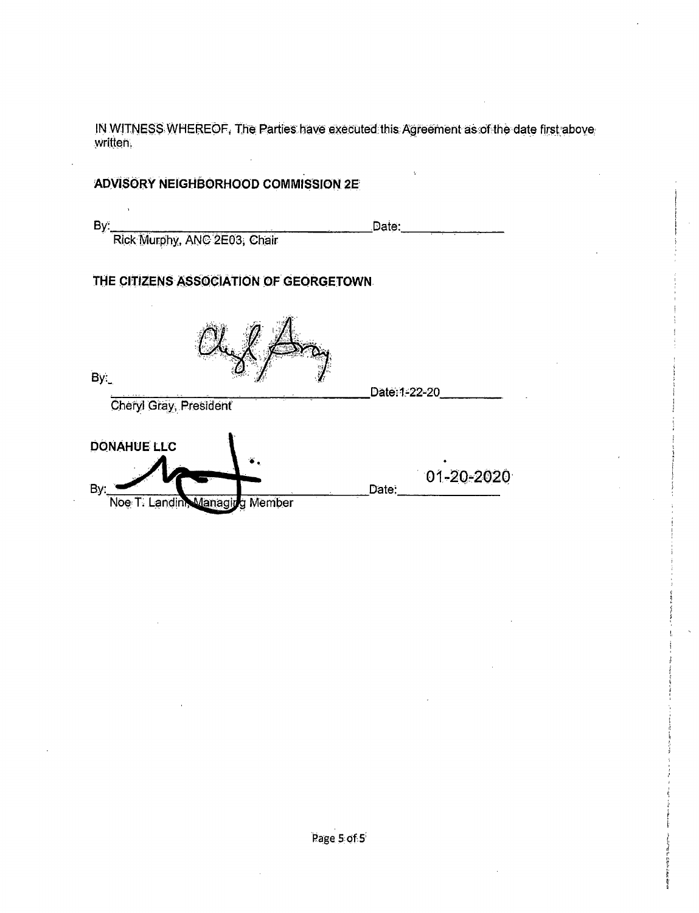IN WITNESS WHEREOF, The Parties have executed this Agreement as of the date first above written.

**ADVISORY NEIGHBORHOOD COMMISSION 2E**

By:_________________________________ Date:_______________
Rick Murphy, ANC 2E03, Chair

**THE CITIZENS ASSOCIATION OF GEORGETOWN**

By:_________________________________ Date: 1-22-20_________
Cheryl Gray, President

**DONAHUE LLC**

By:_________________________________ Date: 01-20-2020
Noe T. Landini, Managing Member